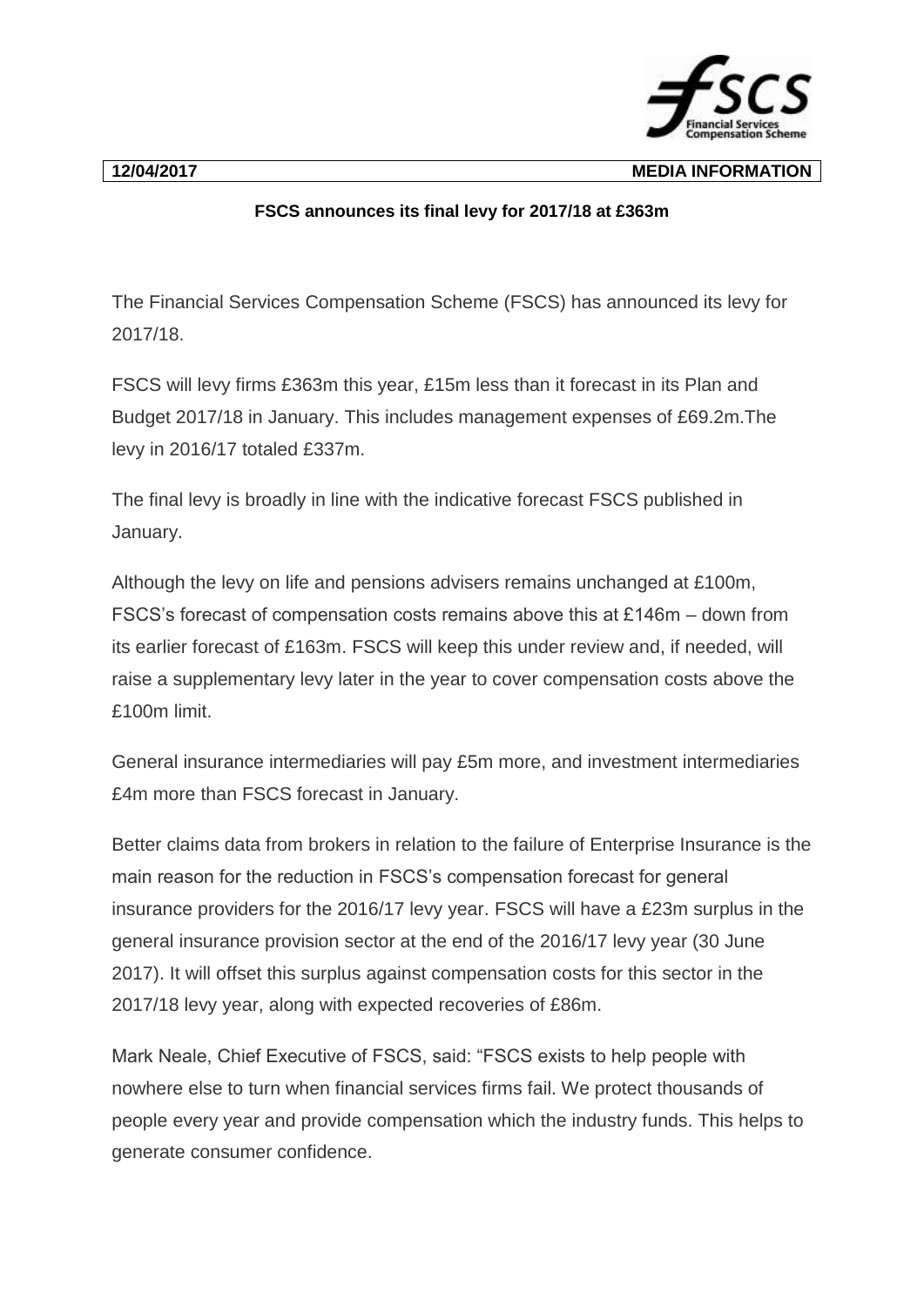**12/04/2017** **MEDIA INFORMATION**

**FSCS announces its final levy for 2017/18 at £363m**

The Financial Services Compensation Scheme (FSCS) has announced its levy for 2017/18.

FSCS will levy firms £363m this year, £15m less than it forecast in its Plan and Budget 2017/18 in January. This includes management expenses of £69.2m.The levy in 2016/17 totaled £337m.

The final levy is broadly in line with the indicative forecast FSCS published in January.

Although the levy on life and pensions advisers remains unchanged at £100m, FSCS's forecast of compensation costs remains above this at £146m – down from its earlier forecast of £163m. FSCS will keep this under review and, if needed, will raise a supplementary levy later in the year to cover compensation costs above the £100m limit.

General insurance intermediaries will pay £5m more, and investment intermediaries £4m more than FSCS forecast in January.

Better claims data from brokers in relation to the failure of Enterprise Insurance is the main reason for the reduction in FSCS's compensation forecast for general insurance providers for the 2016/17 levy year. FSCS will have a £23m surplus in the general insurance provision sector at the end of the 2016/17 levy year (30 June 2017). It will offset this surplus against compensation costs for this sector in the 2017/18 levy year, along with expected recoveries of £86m.

Mark Neale, Chief Executive of FSCS, said: "FSCS exists to help people with nowhere else to turn when financial services firms fail. We protect thousands of people every year and provide compensation which the industry funds. This helps to generate consumer confidence.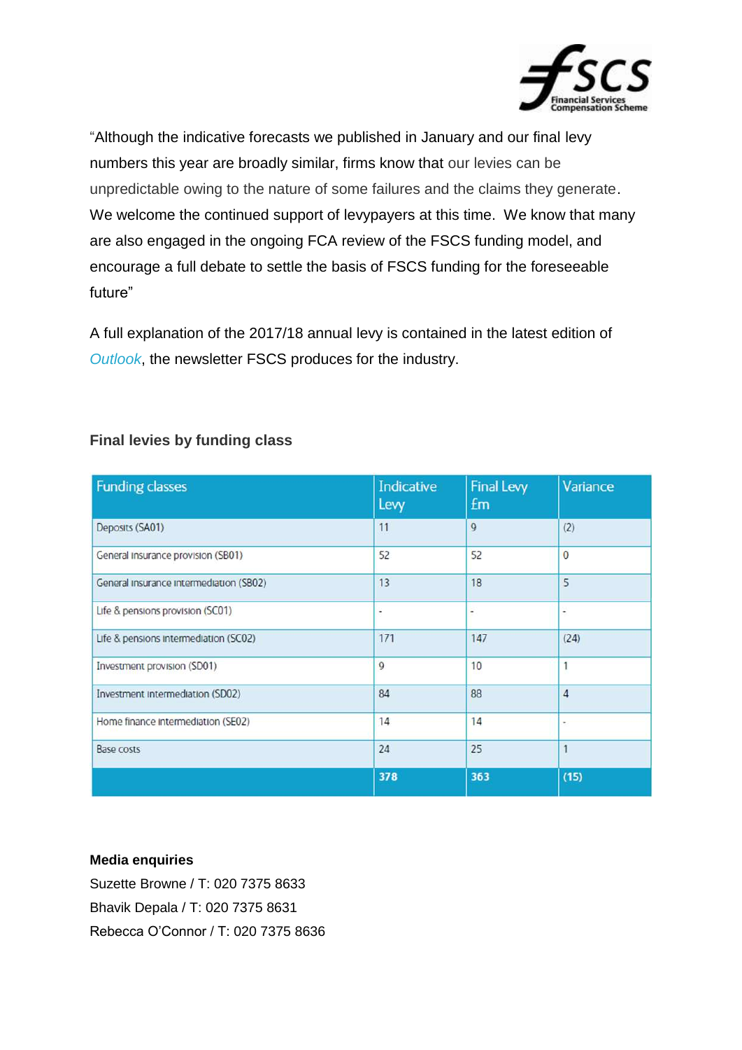"Although the indicative forecasts we published in January and our final levy numbers this year are broadly similar, firms know that our levies can be unpredictable owing to the nature of some failures and the claims they generate. We welcome the continued support of levypayers at this time. We know that many are also engaged in the ongoing FCA review of the FSCS funding model, and encourage a full debate to settle the basis of FSCS funding for the foreseeable future"

A full explanation of the 2017/18 annual levy is contained in the latest edition of *Outlook*, the newsletter FSCS produces for the industry.

### Final levies by funding class

| Funding classes | Indicative Levy | Final Levy £m | Variance |
|---|---|---|---|
| Deposits (SA01) | 11 | 9 | (2) |
| General insurance provision (SB01) | 52 | 52 | 0 |
| General insurance intermediation (SB02) | 13 | 18 | 5 |
| Life & pensions provision (SC01) | - | - | - |
| Life & pensions intermediation (SC02) | 171 | 147 | (24) |
| Investment provision (SD01) | 9 | 10 | 1 |
| Investment intermediation (SD02) | 84 | 88 | 4 |
| Home finance intermediation (SE02) | 14 | 14 | - |
| Base costs | 24 | 25 | 1 |
| | **378** | **363** | **(15)** |

**Media enquiries**

Suzette Browne / T: 020 7375 8633

Bhavik Depala / T: 020 7375 8631

Rebecca O'Connor / T: 020 7375 8636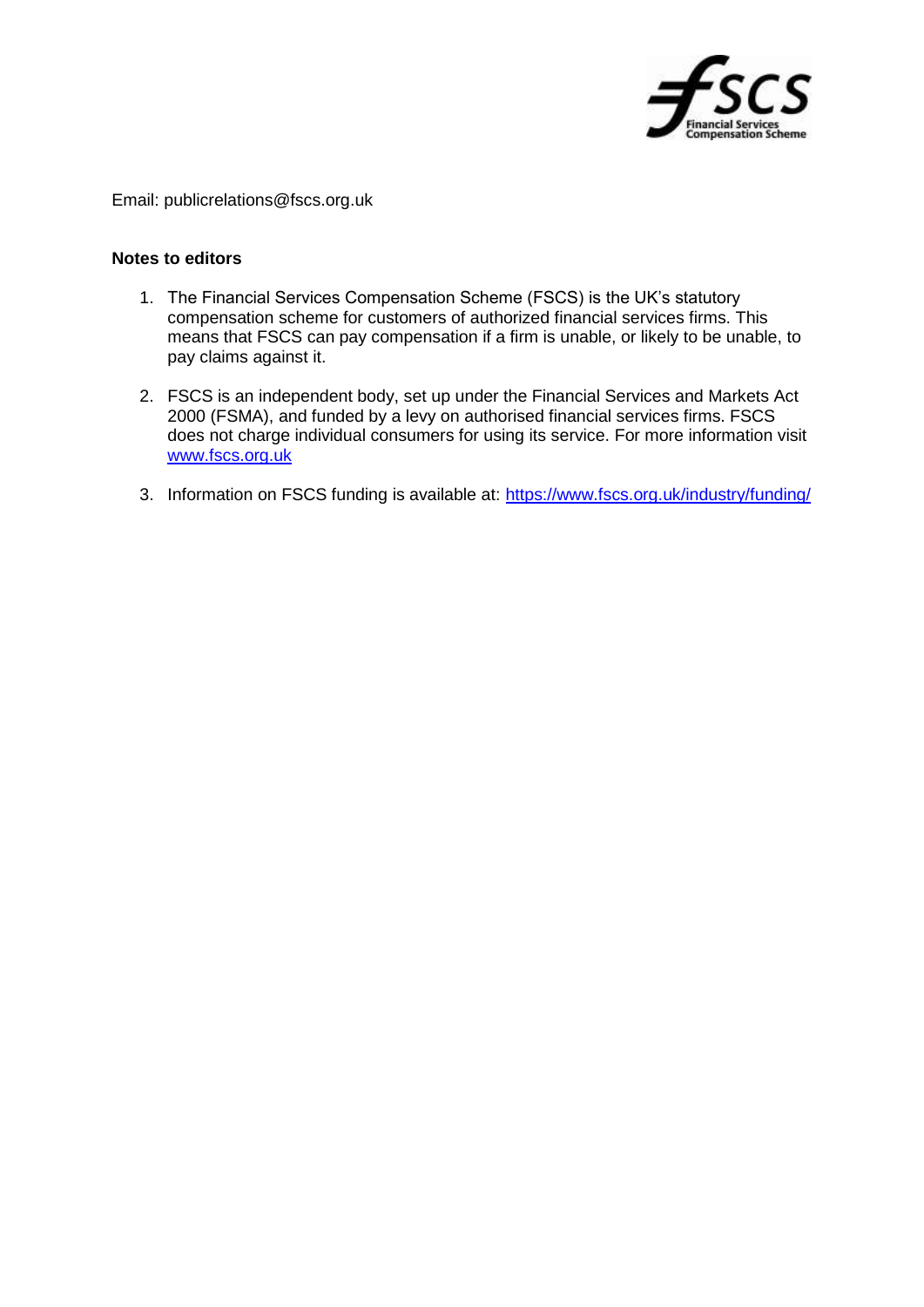Email: publicrelations@fscs.org.uk

**Notes to editors**

1. The Financial Services Compensation Scheme (FSCS) is the UK's statutory compensation scheme for customers of authorized financial services firms. This means that FSCS can pay compensation if a firm is unable, or likely to be unable, to pay claims against it.

2. FSCS is an independent body, set up under the Financial Services and Markets Act 2000 (FSMA), and funded by a levy on authorised financial services firms. FSCS does not charge individual consumers for using its service. For more information visit [www.fscs.org.uk](http://www.fscs.org.uk)

3. Information on FSCS funding is available at: [https://www.fscs.org.uk/industry/funding/](https://www.fscs.org.uk/industry/funding/)